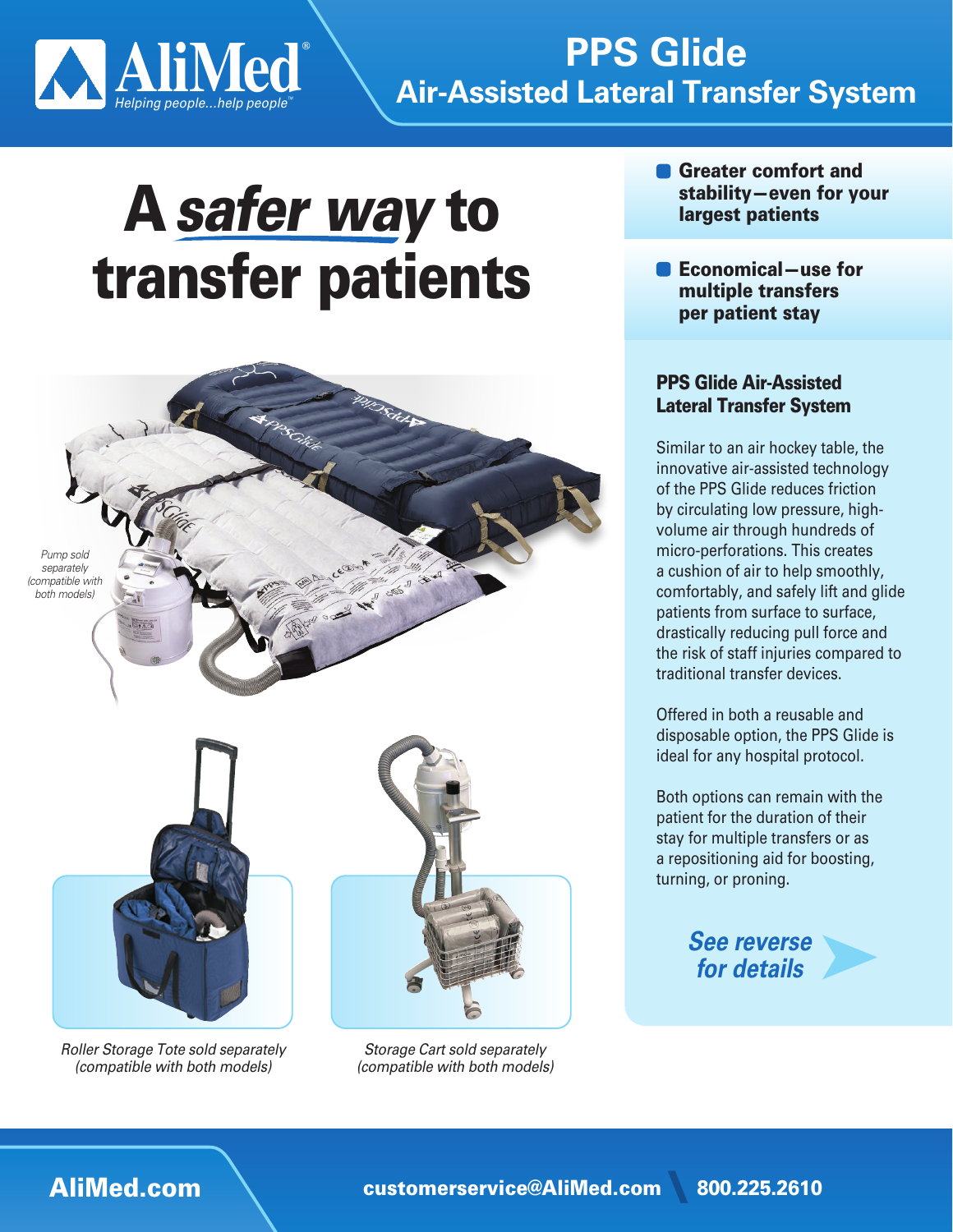AliMed®
*Helping people...help people™*

# PPS Glide
## Air-Assisted Lateral Transfer System

# A *safer way* to transfer patients

- **Greater comfort and stability—even for your largest patients**
- **Economical—use for multiple transfers per patient stay**

*Pump sold separately (compatible with both models)*

*Roller Storage Tote sold separately (compatible with both models)*

*Storage Cart sold separately (compatible with both models)*

### PPS Glide Air-Assisted Lateral Transfer System

Similar to an air hockey table, the innovative air-assisted technology of the PPS Glide reduces friction by circulating low pressure, high-volume air through hundreds of micro-perforations. This creates a cushion of air to help smoothly, comfortably, and safely lift and glide patients from surface to surface, drastically reducing pull force and the risk of staff injuries compared to traditional transfer devices.

Offered in both a reusable and disposable option, the PPS Glide is ideal for any hospital protocol.

Both options can remain with the patient for the duration of their stay for multiple transfers or as a repositioning aid for boosting, turning, or proning.

***See reverse for details***

**AliMed.com** **customerservice@AliMed.com** **800.225.2610**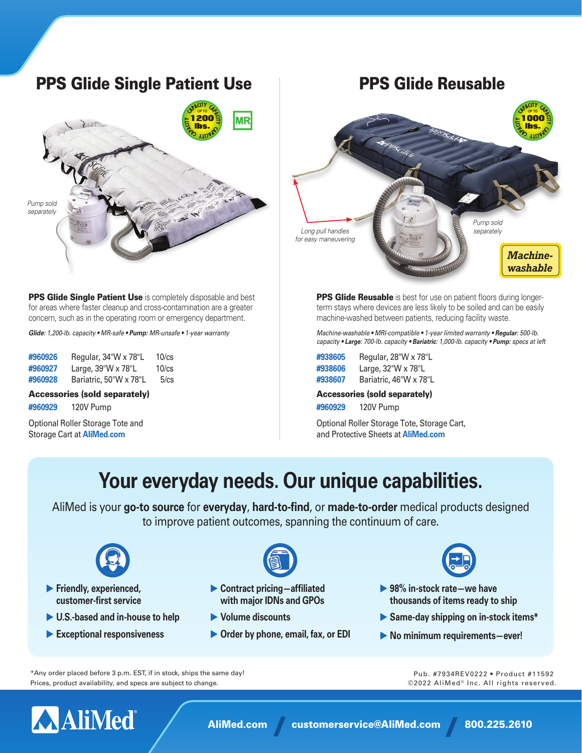## PPS Glide Single Patient Use

UP TO 1200 lbs. CAPACITY

MR

Pump sold separately

**PPS Glide Single Patient Use** is completely disposable and best for areas where faster cleanup and cross-contamination are a greater concern, such as in the operating room or emergency department.

***Glide:** 1,200-lb. capacity • MR-safe • **Pump:** MR-unsafe • 1-year warranty*

| | | |
|---|---|---|
| **#960926** | Regular, 34"W x 78"L | 10/cs |
| **#960927** | Large, 39"W x 78"L | 10/cs |
| **#960928** | Bariatric, 50"W x 78"L | 5/cs |

**Accessories (sold separately)**

**#960929** 120V Pump

Optional Roller Storage Tote and Storage Cart at **AliMed.com**

## PPS Glide Reusable

UP TO 1000 lbs. CAPACITY

Long pull handles for easy maneuvering

Pump sold separately

**Machine-washable**

**PPS Glide Reusable** is best for use on patient floors during longer-term stays where devices are less likely to be soiled and can be easily machine-washed between patients, reducing facility waste.

*Machine-washable • MRI-compatible • 1-year limited warranty • **Regular:** 500-lb. capacity • **Large:** 700-lb. capacity • **Bariatric:** 1,000-lb. capacity • **Pump:** specs at left*

| | |
|---|---|
| **#938605** | Regular, 28"W x 78"L |
| **#938606** | Large, 32"W x 78"L |
| **#938607** | Bariatric, 46"W x 78"L |

**Accessories (sold separately)**

**#960929** 120V Pump

Optional Roller Storage Tote, Storage Cart, and Protective Sheets at **AliMed.com**

# Your everyday needs. Our unique capabilities.

AliMed is your **go-to source** for **everyday**, **hard-to-find**, or **made-to-order** medical products designed to improve patient outcomes, spanning the continuum of care.

- **Friendly, experienced, customer-first service**
- **U.S.-based and in-house to help**
- **Exceptional responsiveness**

- **Contract pricing—affiliated with major IDNs and GPOs**
- **Volume discounts**
- **Order by phone, email, fax, or EDI**

- **98% in-stock rate—we have thousands of items ready to ship**
- **Same-day shipping on in-stock items***
- **No minimum requirements—ever!**

*Any order placed before 3 p.m. EST, if in stock, ships the same day!
Prices, product availability, and specs are subject to change.

Pub. #7934REV0222 • Product #11592
©2022 AliMed® Inc. All rights reserved.

AliMed®

**AliMed.com** / **customerservice@AliMed.com** / **800.225.2610**